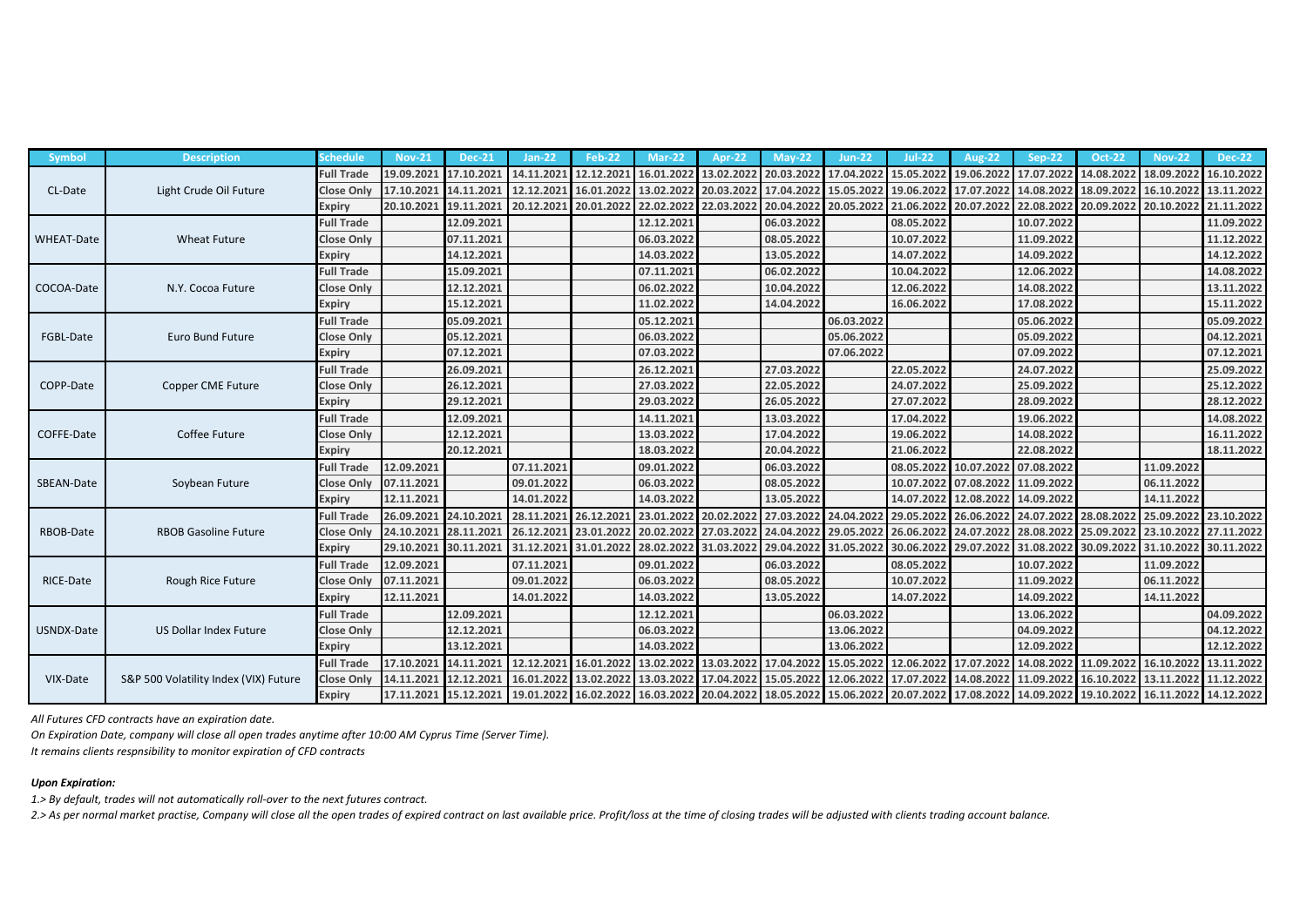| Symbol | Description | Schedule | Nov-21 | Dec-21 | Jan-22 | Feb-22 | Mar-22 | Apr-22 | May-22 | Jun-22 | Jul-22 | Aug-22 | Sep-22 | Oct-22 | Nov-22 | Dec-22 |
|---|---|---|---|---|---|---|---|---|---|---|---|---|---|---|---|---|
| CL-Date | Light Crude Oil Future | Full Trade | 19.09.2021 | 17.10.2021 | 14.11.2021 | 12.12.2021 | 16.01.2022 | 13.02.2022 | 20.03.2022 | 17.04.2022 | 15.05.2022 | 19.06.2022 | 17.07.2022 | 14.08.2022 | 18.09.2022 | 16.10.2022 |
| | | Close Only | 17.10.2021 | 14.11.2021 | 12.12.2021 | 16.01.2022 | 13.02.2022 | 20.03.2022 | 17.04.2022 | 15.05.2022 | 19.06.2022 | 17.07.2022 | 14.08.2022 | 18.09.2022 | 16.10.2022 | 13.11.2022 |
| | | Expiry | 20.10.2021 | 19.11.2021 | 20.12.2021 | 20.01.2022 | 22.02.2022 | 22.03.2022 | 20.04.2022 | 20.05.2022 | 21.06.2022 | 20.07.2022 | 22.08.2022 | 20.09.2022 | 20.10.2022 | 21.11.2022 |
| WHEAT-Date | Wheat Future | Full Trade | | 12.09.2021 | | | 12.12.2021 | | 06.03.2022 | | 08.05.2022 | | 10.07.2022 | | | 11.09.2022 |
| | | Close Only | | 07.11.2021 | | | 06.03.2022 | | 08.05.2022 | | 10.07.2022 | | 11.09.2022 | | | 11.12.2022 |
| | | Expiry | | 14.12.2021 | | | 14.03.2022 | | 13.05.2022 | | 14.07.2022 | | 14.09.2022 | | | 14.12.2022 |
| COCOA-Date | N.Y. Cocoa Future | Full Trade | | 15.09.2021 | | | 07.11.2021 | | 06.02.2022 | | 10.04.2022 | | 12.06.2022 | | | 14.08.2022 |
| | | Close Only | | 12.12.2021 | | | 06.02.2022 | | 10.04.2022 | | 12.06.2022 | | 14.08.2022 | | | 13.11.2022 |
| | | Expiry | | 15.12.2021 | | | 11.02.2022 | | 14.04.2022 | | 16.06.2022 | | 17.08.2022 | | | 15.11.2022 |
| FGBL-Date | Euro Bund Future | Full Trade | | 05.09.2021 | | | 05.12.2021 | | | 06.03.2022 | | | 05.06.2022 | | | 05.09.2022 |
| | | Close Only | | 05.12.2021 | | | 06.03.2022 | | | 05.06.2022 | | | 05.09.2022 | | | 04.12.2021 |
| | | Expiry | | 07.12.2021 | | | 07.03.2022 | | | 07.06.2022 | | | 07.09.2022 | | | 07.12.2021 |
| COPP-Date | Copper CME Future | Full Trade | | 26.09.2021 | | | 26.12.2021 | | 27.03.2022 | | 22.05.2022 | | 24.07.2022 | | | 25.09.2022 |
| | | Close Only | | 26.12.2021 | | | 27.03.2022 | | 22.05.2022 | | 24.07.2022 | | 25.09.2022 | | | 25.12.2022 |
| | | Expiry | | 29.12.2021 | | | 29.03.2022 | | 26.05.2022 | | 27.07.2022 | | 28.09.2022 | | | 28.12.2022 |
| COFFE-Date | Coffee Future | Full Trade | | 12.09.2021 | | | 14.11.2021 | | 13.03.2022 | | 17.04.2022 | | 19.06.2022 | | | 14.08.2022 |
| | | Close Only | | 12.12.2021 | | | 13.03.2022 | | 17.04.2022 | | 19.06.2022 | | 14.08.2022 | | | 16.11.2022 |
| | | Expiry | | 20.12.2021 | | | 18.03.2022 | | 20.04.2022 | | 21.06.2022 | | 22.08.2022 | | | 18.11.2022 |
| SBEAN-Date | Soybean Future | Full Trade | 12.09.2021 | | 07.11.2021 | | 09.01.2022 | | 06.03.2022 | | 08.05.2022 | 10.07.2022 | 07.08.2022 | | 11.09.2022 | |
| | | Close Only | 07.11.2021 | | 09.01.2022 | | 06.03.2022 | | 08.05.2022 | | 10.07.2022 | 07.08.2022 | 11.09.2022 | | 06.11.2022 | |
| | | Expiry | 12.11.2021 | | 14.01.2022 | | 14.03.2022 | | 13.05.2022 | | 14.07.2022 | 12.08.2022 | 14.09.2022 | | 14.11.2022 | |
| RBOB-Date | RBOB Gasoline Future | Full Trade | 26.09.2021 | 24.10.2021 | 28.11.2021 | 26.12.2021 | 23.01.2022 | 20.02.2022 | 27.03.2022 | 24.04.2022 | 29.05.2022 | 26.06.2022 | 24.07.2022 | 28.08.2022 | 25.09.2022 | 23.10.2022 |
| | | Close Only | 24.10.2021 | 28.11.2021 | 26.12.2021 | 23.01.2022 | 20.02.2022 | 27.03.2022 | 24.04.2022 | 29.05.2022 | 26.06.2022 | 24.07.2022 | 28.08.2022 | 25.09.2022 | 23.10.2022 | 27.11.2022 |
| | | Expiry | 29.10.2021 | 30.11.2021 | 31.12.2021 | 31.01.2022 | 28.02.2022 | 31.03.2022 | 29.04.2022 | 31.05.2022 | 30.06.2022 | 29.07.2022 | 31.08.2022 | 30.09.2022 | 31.10.2022 | 30.11.2022 |
| RICE-Date | Rough Rice Future | Full Trade | 12.09.2021 | | 07.11.2021 | | 09.01.2022 | | 06.03.2022 | | 08.05.2022 | | 10.07.2022 | | 11.09.2022 | |
| | | Close Only | 07.11.2021 | | 09.01.2022 | | 06.03.2022 | | 08.05.2022 | | 10.07.2022 | | 11.09.2022 | | 06.11.2022 | |
| | | Expiry | 12.11.2021 | | 14.01.2022 | | 14.03.2022 | | 13.05.2022 | | 14.07.2022 | | 14.09.2022 | | 14.11.2022 | |
| USNDX-Date | US Dollar Index Future | Full Trade | | 12.09.2021 | | | 12.12.2021 | | | 06.03.2022 | | | 13.06.2022 | | | 04.09.2022 |
| | | Close Only | | 12.12.2021 | | | 06.03.2022 | | | 13.06.2022 | | | 04.09.2022 | | | 04.12.2022 |
| | | Expiry | | 13.12.2021 | | | 14.03.2022 | | | 13.06.2022 | | | 12.09.2022 | | | 12.12.2022 |
| VIX-Date | S&P 500 Volatility Index (VIX) Future | Full Trade | 17.10.2021 | 14.11.2021 | 12.12.2021 | 16.01.2022 | 13.02.2022 | 13.03.2022 | 17.04.2022 | 15.05.2022 | 12.06.2022 | 17.07.2022 | 14.08.2022 | 11.09.2022 | 16.10.2022 | 13.11.2022 |
| | | Close Only | 14.11.2021 | 12.12.2021 | 16.01.2022 | 13.02.2022 | 13.03.2022 | 17.04.2022 | 15.05.2022 | 12.06.2022 | 17.07.2022 | 14.08.2022 | 11.09.2022 | 16.10.2022 | 13.11.2022 | 11.12.2022 |
| | | Expiry | 17.11.2021 | 15.12.2021 | 19.01.2022 | 16.02.2022 | 16.03.2022 | 20.04.2022 | 18.05.2022 | 15.06.2022 | 20.07.2022 | 17.08.2022 | 14.09.2022 | 19.10.2022 | 16.11.2022 | 14.12.2022 |

*All Futures CFD contracts have an expiration date.*

*On Expiration Date, company will close all open trades anytime after 10:00 AM Cyprus Time (Server Time).*

*It remains clients respnsibility to monitor expiration of CFD contracts*

***Upon Expiration:***

*1.> By default, trades will not automatically roll-over to the next futures contract.*

*2.> As per normal market practise, Company will close all the open trades of expired contract on last available price. Profit/loss at the time of closing trades will be adjusted with clients trading account balance.*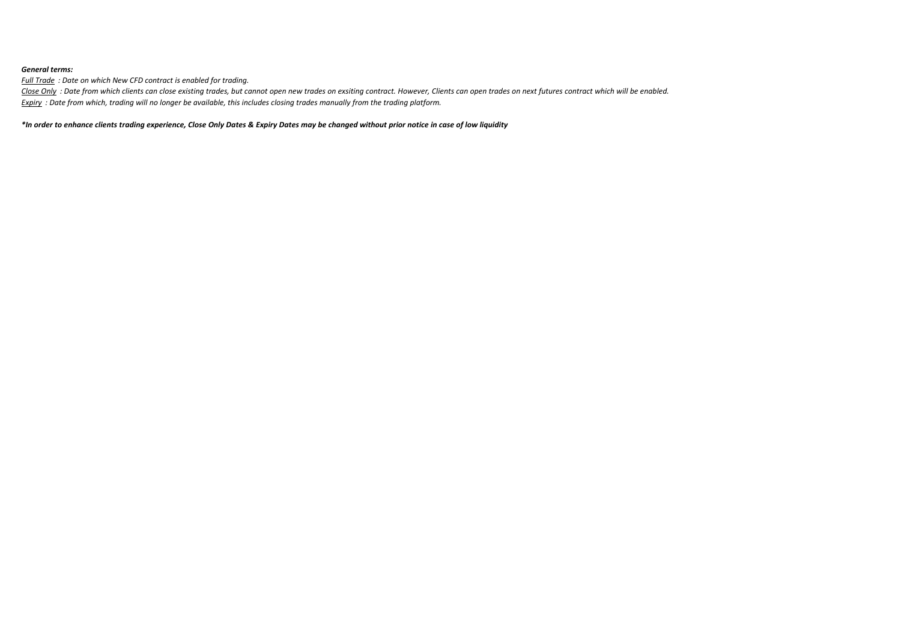***General terms:***

*<u>Full Trade</u> : Date on which New CFD contract is enabled for trading.*

*<u>Close Only</u> : Date from which clients can close existing trades, but cannot open new trades on exsiting contract. However, Clients can open trades on next futures contract which will be enabled.*

*<u>Expiry</u> : Date from which, trading will no longer be available, this includes closing trades manually from the trading platform.*

***In order to enhance clients trading experience, Close Only Dates & Expiry Dates may be changed without prior notice in case of low liquidity***